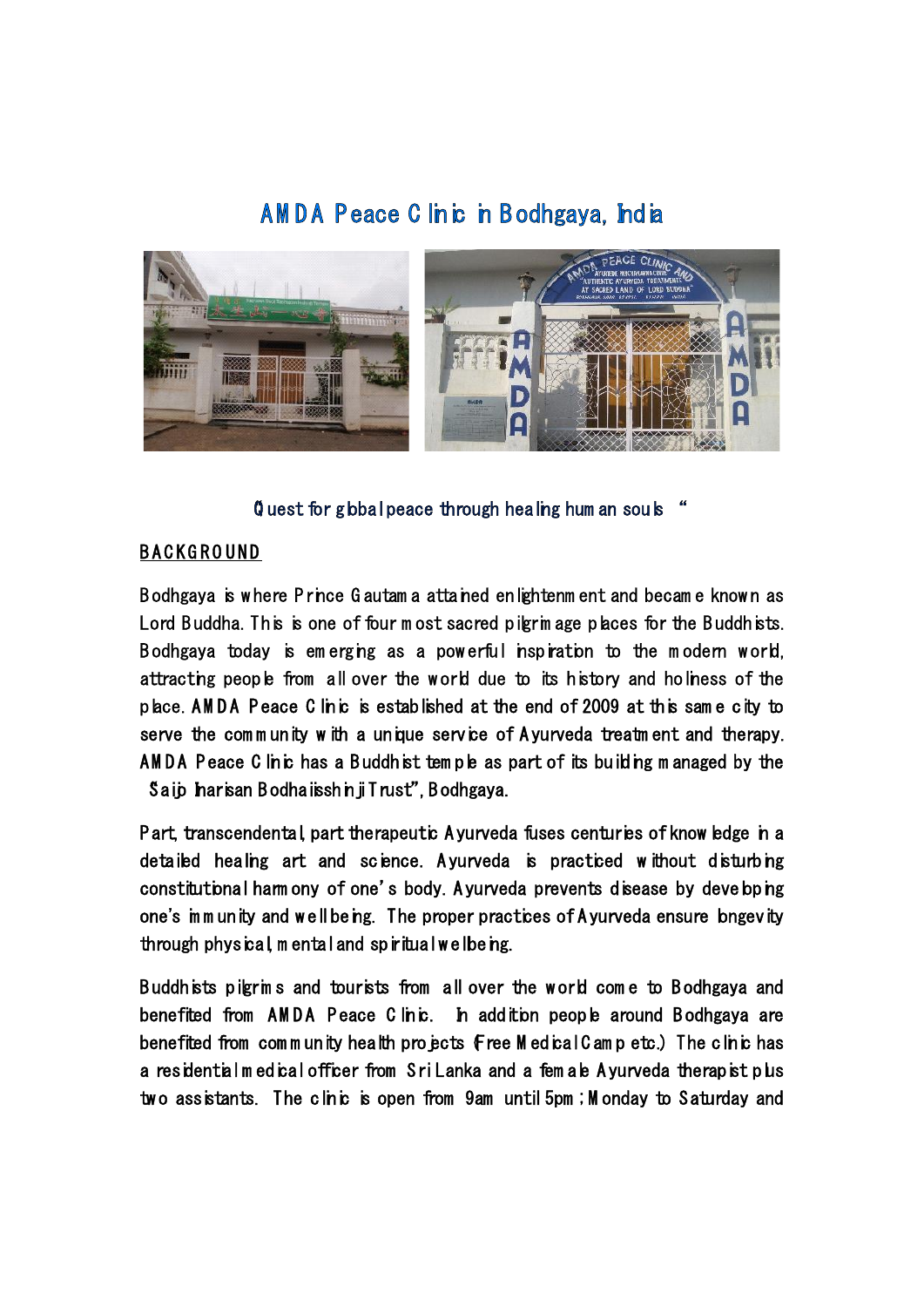# AMDA Peace Clinic in Bodhgaya, India

Quest for global peace through healing human souls "

## BACKGROUND

Bodhgaya is where Prince Gautama attained enlightenment and became known as Lord Buddha. This is one of four most sacred pilgrimage places for the Buddhists. Bodhgaya today is emerging as a powerful inspiration to the modern world, attracting people from all over the world due to its history and holiness of the place. AMDA Peace Clinic is established at the end of 2009 at this same city to serve the community with a unique service of Ayurveda treatment and therapy. AMDA Peace Clinic has a Buddhist temple as part of its building managed by the "Saijo Inarisan Bodhaisshinji Trust", Bodhgaya.

Part, transcendental, part therapeutic Ayurveda fuses centuries of knowledge in a detailed healing art and science. Ayurveda is practiced without disturbing constitutional harmony of one's body. Ayurveda prevents disease by developing one's immunity and wellbeing. The proper practices of Ayurveda ensure longevity through physical, mental and spiritual welbeing.

Buddhists pilgrims and tourists from all over the world come to Bodhgaya and benefited from AMDA Peace Clinic. In addition people around Bodhgaya are benefited from community health projects (Free Medical Camp etc.) The clinic has a residential medical officer from Sri Lanka and a female Ayurveda therapist plus two assistants. The clinic is open from 9am until 5pm ; Monday to Saturday and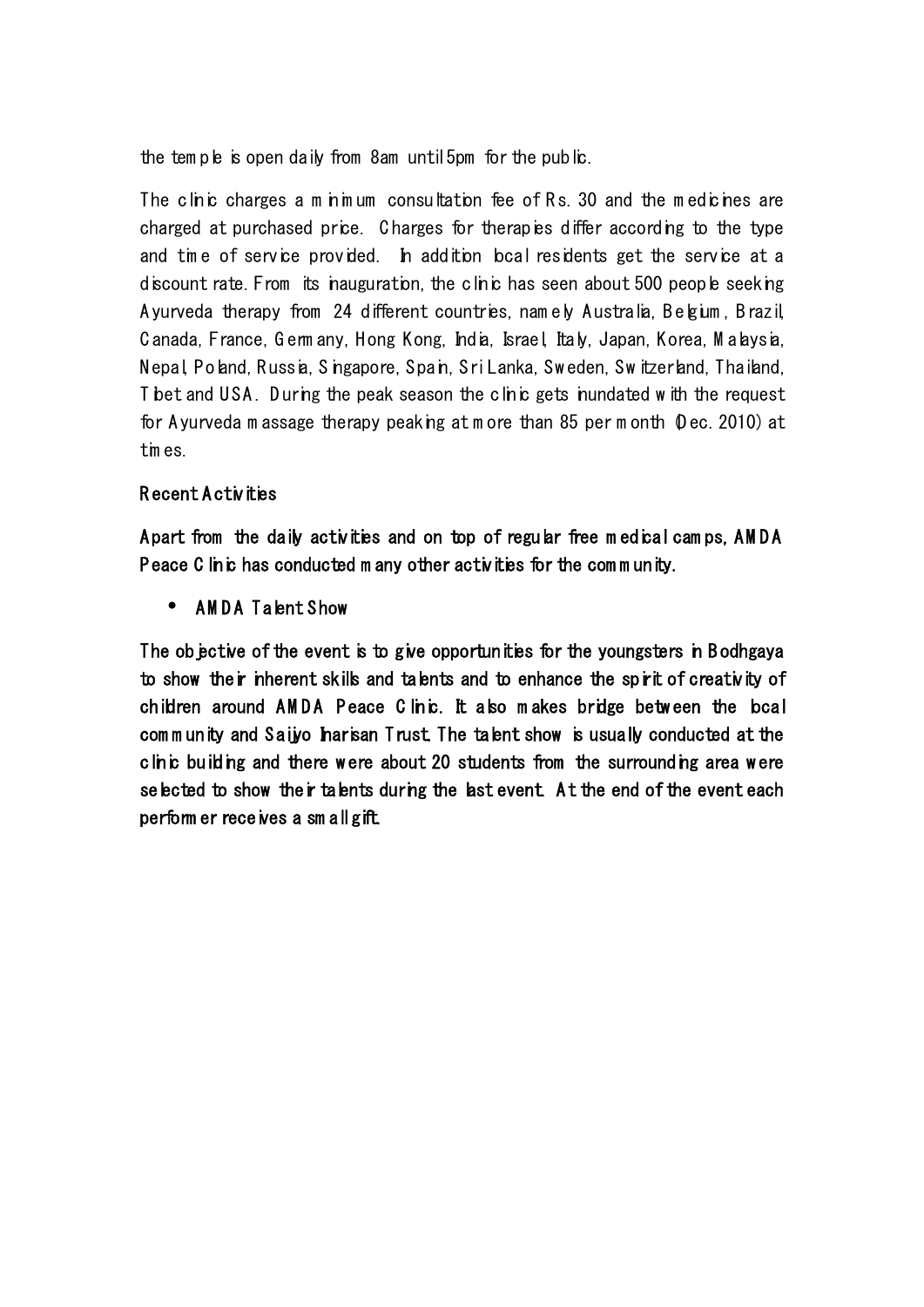the temple is open daily from 8am until 5pm for the public.

The clinic charges a minimum consultation fee of Rs. 30 and the medicines are charged at purchased price. Charges for therapies differ according to the type and time of service provided. In addition local residents get the service at a discount rate. From its inauguration, the clinic has seen about 500 people seeking Ayurveda therapy from 24 different countries, namely Australia, Belgium, Brazil, Canada, France, Germany, Hong Kong, India, Israel, Italy, Japan, Korea, Malaysia, Nepal, Poland, Russia, Singapore, Spain, Sri Lanka, Sweden, Switzerland, Thailand, Tibet and USA. During the peak season the clinic gets inundated with the request for Ayurveda massage therapy peaking at more than 85 per month (Dec. 2010) at times.

## Recent Activities

Apart from the daily activities and on top of regular free medical camps, AMDA Peace Clinic has conducted many other activities for the community.

- AMDA Talent Show

The objective of the event is to give opportunities for the youngsters in Bodhgaya to show their inherent skills and talents and to enhance the spirit of creativity of children around AMDA Peace Clinic. It also makes bridge between the local community and Saijyo Inarisan Trust. The talent show is usually conducted at the clinic building and there were about 20 students from the surrounding area were selected to show their talents during the last event. At the end of the event each performer receives a small gift.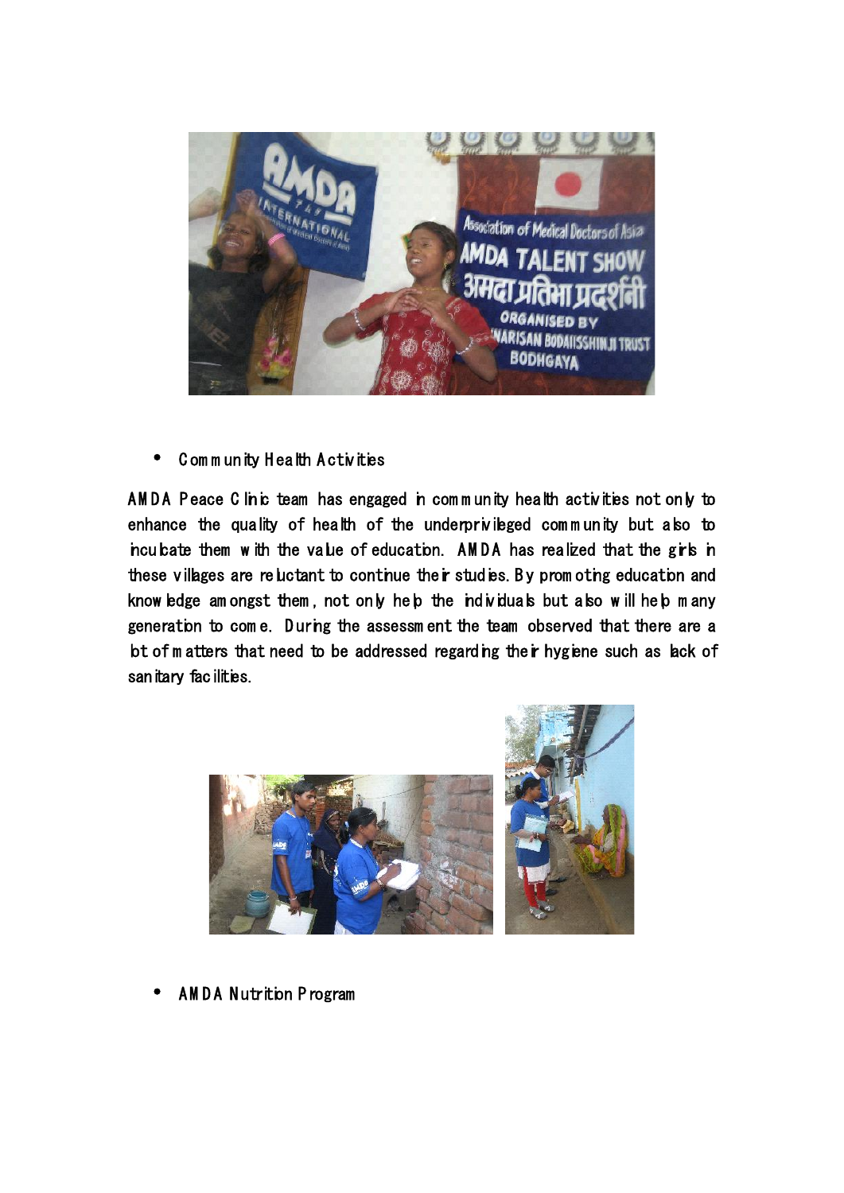- Community Health Activities

AMDA Peace Clinic team has engaged in community health activities not only to enhance the quality of health of the underprivileged community but also to inculcate them with the value of education. AMDA has realized that the girls in these villages are reluctant to continue their studies. By promoting education and knowledge amongst them, not only help the individuals but also will help many generation to come. During the assessment the team observed that there are a lot of matters that need to be addressed regarding their hygiene such as lack of sanitary facilities.

- AMDA Nutrition Program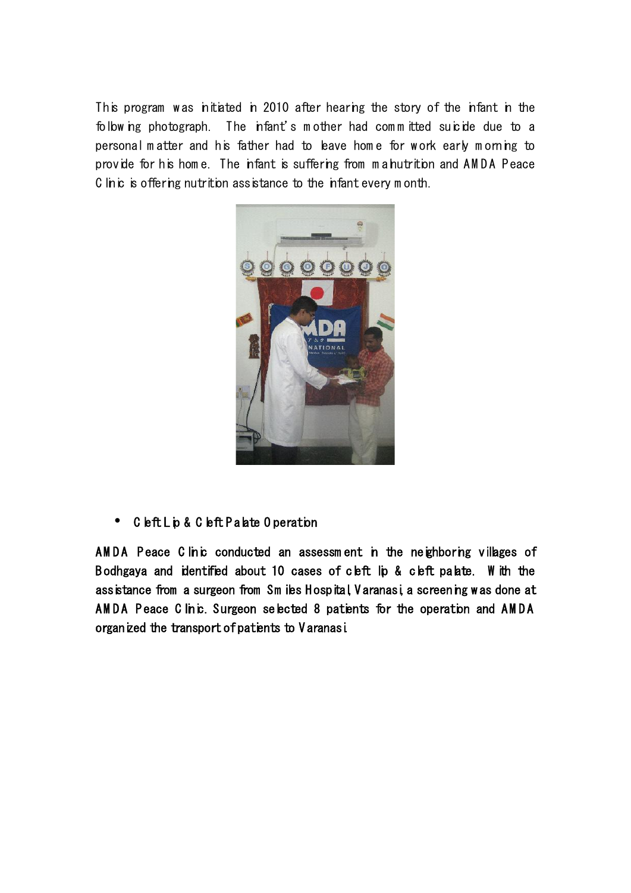This program was initiated in 2010 after hearing the story of the infant in the following photograph. The infant's mother had committed suicide due to a personal matter and his father had to leave home for work early morning to provide for his home. The infant is suffering from malnutrition and AMDA Peace Clinic is offering nutrition assistance to the infant every month.

- Cleft Lip & Cleft Palate Operation

AMDA Peace Clinic conducted an assessment in the neighboring villages of Bodhgaya and identified about 10 cases of cleft lip & cleft palate. With the assistance from a surgeon from Smiles Hospital, Varanasi, a screening was done at AMDA Peace Clinic. Surgeon selected 8 patients for the operation and AMDA organized the transport of patients to Varanasi.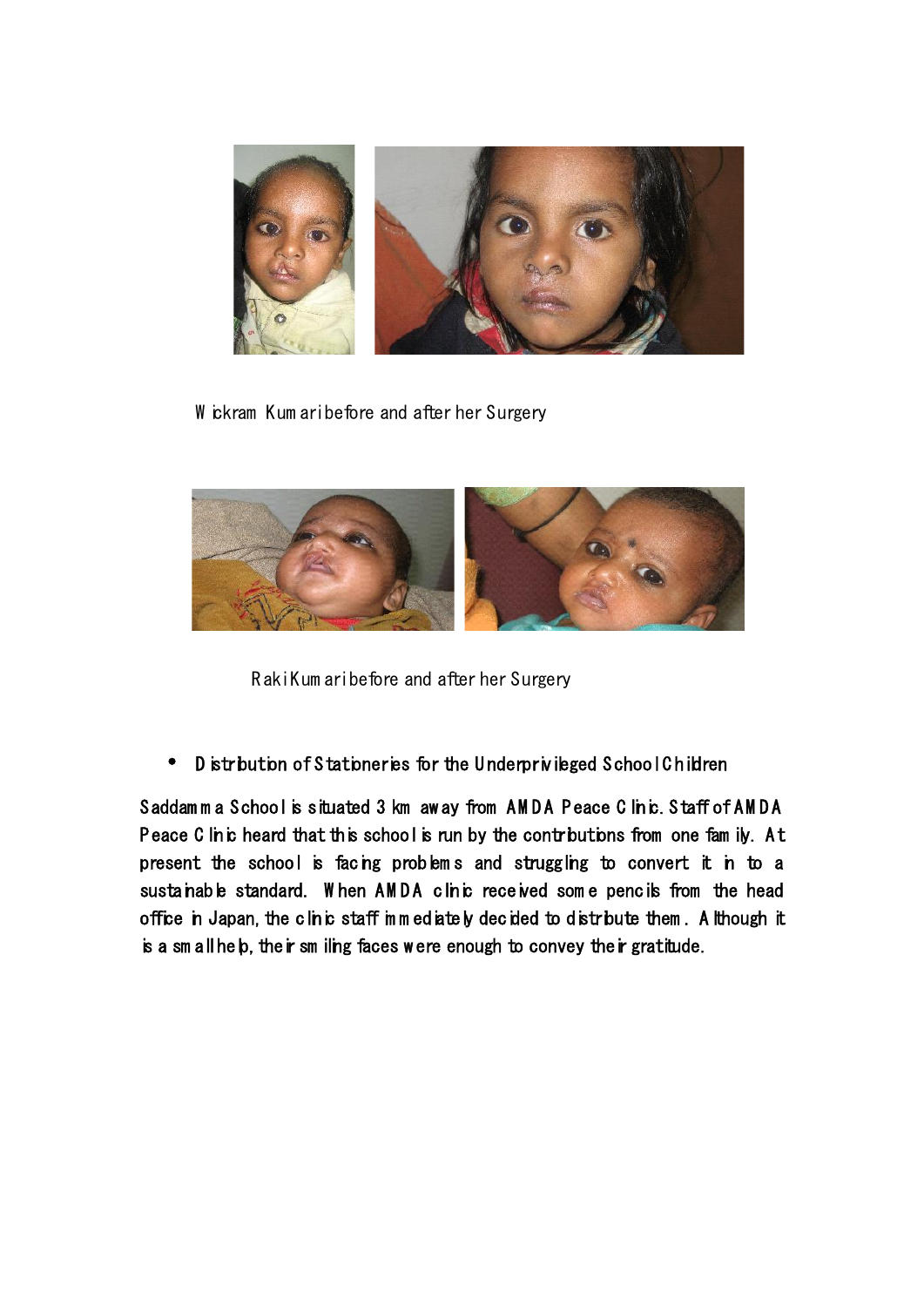Wickram Kumari before and after her Surgery

Raki Kumari before and after her Surgery

- Distribution of Stationeries for the Underprivileged School Children

Saddamma School is situated 3 km away from AMDA Peace Clinic. Staff of AMDA Peace Clinic heard that this school is run by the contributions from one family. At present the school is facing problems and struggling to convert it in to a sustainable standard. When AMDA clinic received some pencils from the head office in Japan, the clinic staff immediately decided to distribute them. Although it is a small help, their smiling faces were enough to convey their gratitude.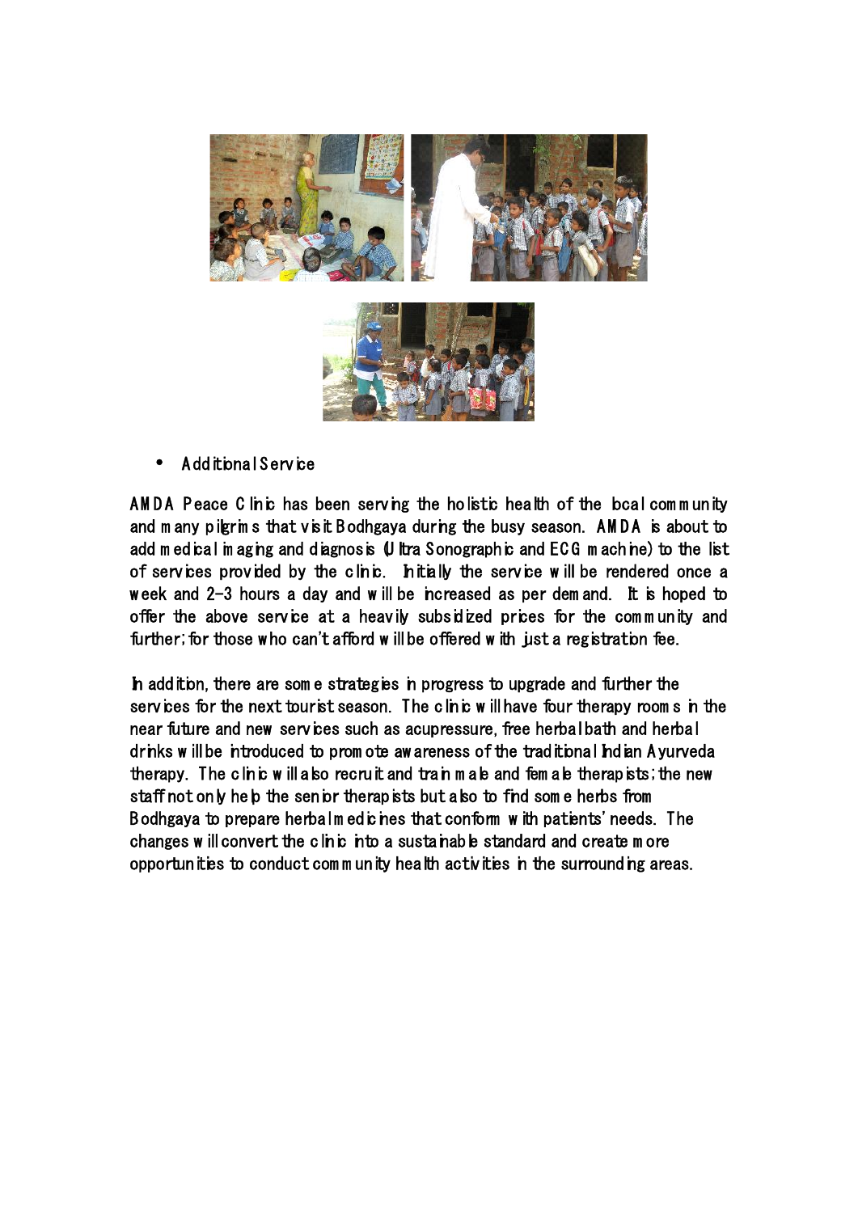- Additional Service

AMDA Peace Clinic has been serving the holistic health of the local community and many pilgrims that visit Bodhgaya during the busy season. AMDA is about to add medical imaging and diagnosis (Ultra Sonographic and ECG machine) to the list of services provided by the clinic. Initially the service will be rendered once a week and 2-3 hours a day and will be increased as per demand. It is hoped to offer the above service at a heavily subsidized prices for the community and further; for those who can't afford will be offered with just a registration fee.

In addition, there are some strategies in progress to upgrade and further the services for the next tourist season. The clinic will have four therapy rooms in the near future and new services such as acupressure, free herbal bath and herbal drinks will be introduced to promote awareness of the traditional Indian Ayurveda therapy. The clinic will also recruit and train male and female therapists; the new staff not only help the senior therapists but also to find some herbs from Bodhgaya to prepare herbal medicines that conform with patients' needs. The changes will convert the clinic into a sustainable standard and create more opportunities to conduct community health activities in the surrounding areas.